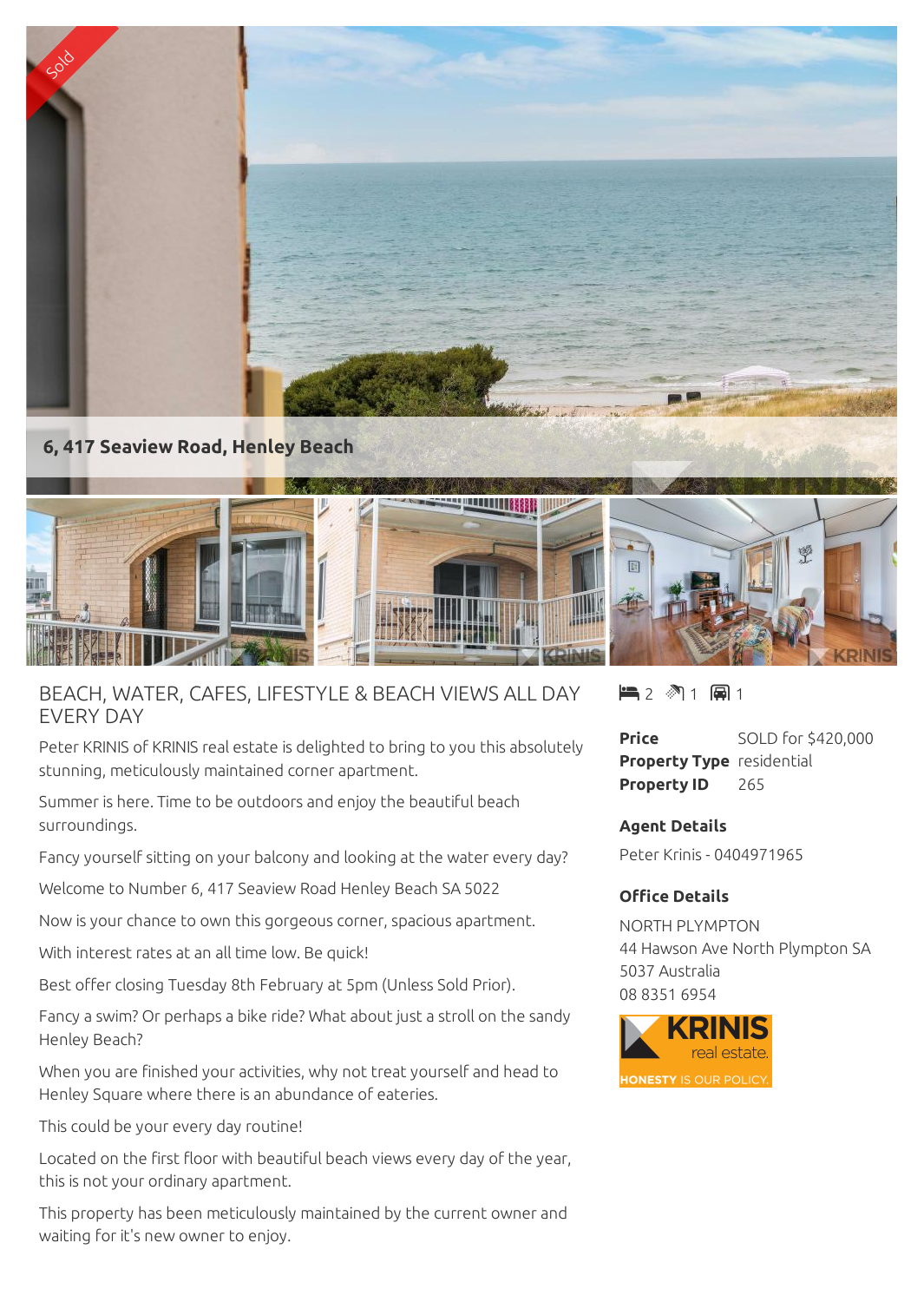# 6, 417 Seaview Road, Henley Beach

## BEACH, WATER, CAFES, LIFESTYLE & BEACH VIEWS ALL DAY EVERY DAY

Peter KRINIS of KRINIS real estate is delighted to bring to you this absolutely stunning, meticulously maintained corner apartment.

Summer is here. Time to be outdoors and enjoy the beautiful beach surroundings.

Fancy yourself sitting on your balcony and looking at the water every day?

Welcome to Number 6, 417 Seaview Road Henley Beach SA 5022

Now is your chance to own this gorgeous corner, spacious apartment.

With interest rates at an all time low. Be quick!

Best offer closing Tuesday 8th February at 5pm (Unless Sold Prior).

Fancy a swim? Or perhaps a bike ride? What about just a stroll on the sandy Henley Beach?

When you are finished your activities, why not treat yourself and head to Henley Square where there is an abundance of eateries.

This could be your every day routine!

Located on the first floor with beautiful beach views every day of the year, this is not your ordinary apartment.

This property has been meticulously maintained by the current owner and waiting for it's new owner to enjoy.

2 bed | 1 bath | 1 car

| | |
|---|---|
| **Price** | SOLD for $420,000 |
| **Property Type** | residential |
| **Property ID** | 265 |

### Agent Details

Peter Krinis - 0404971965

### Office Details

NORTH PLYMPTON
44 Hawson Ave North Plympton SA 5037 Australia
08 8351 6954

KRINIS real estate
HONESTY IS OUR POLICY.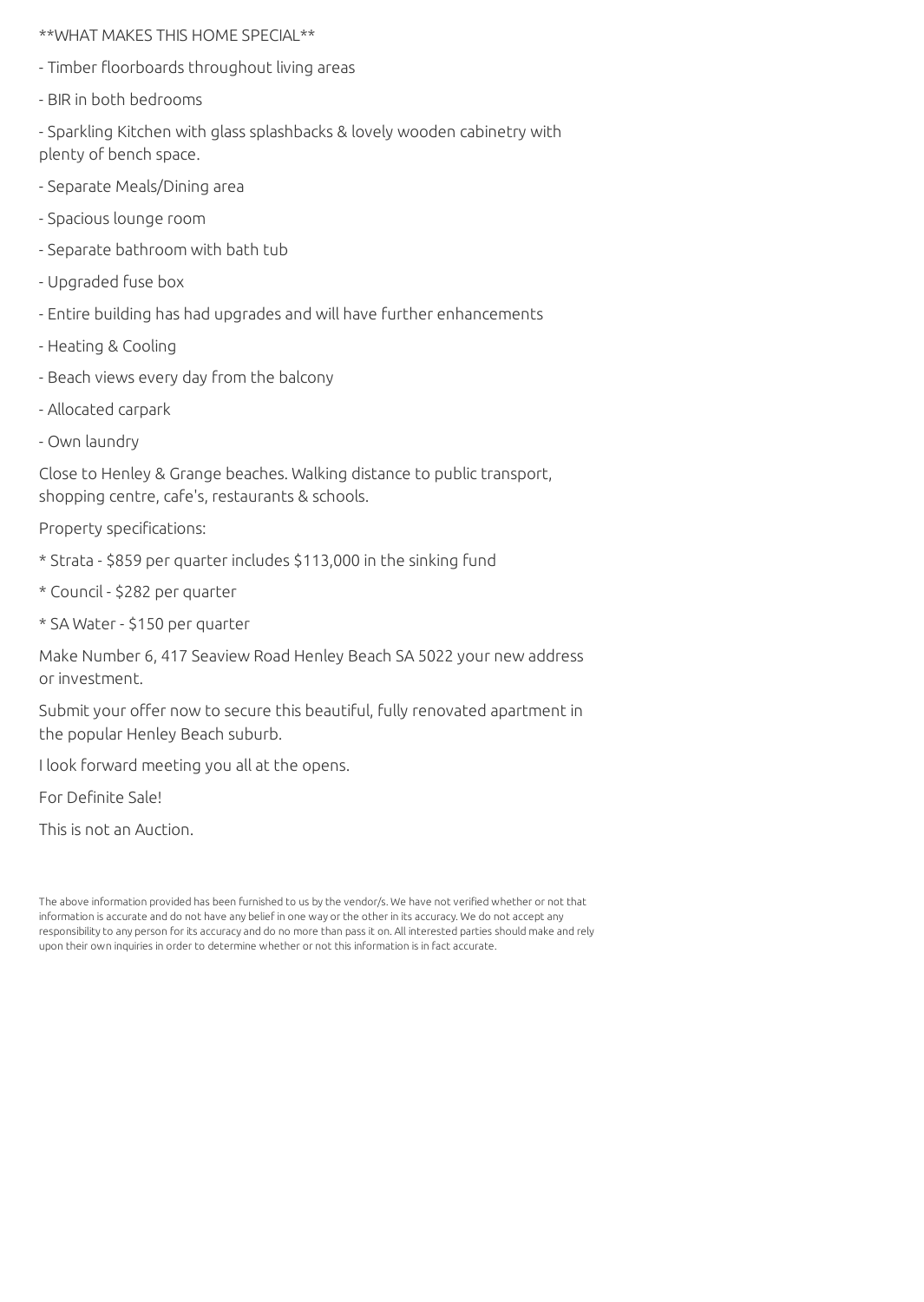**WHAT MAKES THIS HOME SPECIAL**

- Timber floorboards throughout living areas
- BIR in both bedrooms
- Sparkling Kitchen with glass splashbacks & lovely wooden cabinetry with plenty of bench space.
- Separate Meals/Dining area
- Spacious lounge room
- Separate bathroom with bath tub
- Upgraded fuse box
- Entire building has had upgrades and will have further enhancements
- Heating & Cooling
- Beach views every day from the balcony
- Allocated carpark
- Own laundry

Close to Henley & Grange beaches. Walking distance to public transport, shopping centre, cafe's, restaurants & schools.

Property specifications:

* Strata - $859 per quarter includes $113,000 in the sinking fund
* Council - $282 per quarter
* SA Water - $150 per quarter

Make Number 6, 417 Seaview Road Henley Beach SA 5022 your new address or investment.

Submit your offer now to secure this beautiful, fully renovated apartment in the popular Henley Beach suburb.

I look forward meeting you all at the opens.

For Definite Sale!

This is not an Auction.

The above information provided has been furnished to us by the vendor/s. We have not verified whether or not that information is accurate and do not have any belief in one way or the other in its accuracy. We do not accept any responsibility to any person for its accuracy and do no more than pass it on. All interested parties should make and rely upon their own inquiries in order to determine whether or not this information is in fact accurate.